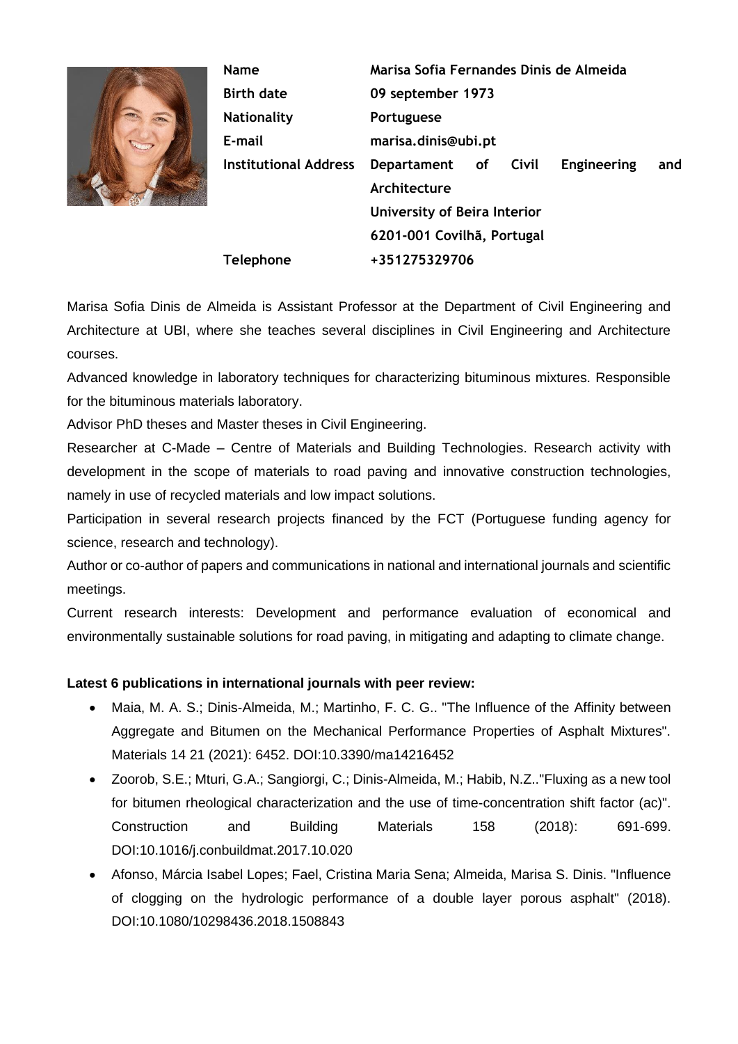| | |
|---|---|
| **Name** | **Marisa Sofia Fernandes Dinis de Almeida** |
| **Birth date** | **09 september 1973** |
| **Nationality** | **Portuguese** |
| **E-mail** | **marisa.dinis@ubi.pt** |
| **Institutional Address** | **Departament of Civil Engineering and Architecture**<br>**University of Beira Interior**<br>**6201-001 Covilhã, Portugal** |
| **Telephone** | **+351275329706** |

Marisa Sofia Dinis de Almeida is Assistant Professor at the Department of Civil Engineering and Architecture at UBI, where she teaches several disciplines in Civil Engineering and Architecture courses.

Advanced knowledge in laboratory techniques for characterizing bituminous mixtures. Responsible for the bituminous materials laboratory.

Advisor PhD theses and Master theses in Civil Engineering.

Researcher at C-Made – Centre of Materials and Building Technologies. Research activity with development in the scope of materials to road paving and innovative construction technologies, namely in use of recycled materials and low impact solutions.

Participation in several research projects financed by the FCT (Portuguese funding agency for science, research and technology).

Author or co-author of papers and communications in national and international journals and scientific meetings.

Current research interests: Development and performance evaluation of economical and environmentally sustainable solutions for road paving, in mitigating and adapting to climate change.

**Latest 6 publications in international journals with peer review:**

- Maia, M. A. S.; Dinis-Almeida, M.; Martinho, F. C. G.. "The Influence of the Affinity between Aggregate and Bitumen on the Mechanical Performance Properties of Asphalt Mixtures". Materials 14 21 (2021): 6452. DOI:10.3390/ma14216452
- Zoorob, S.E.; Mturi, G.A.; Sangiorgi, C.; Dinis-Almeida, M.; Habib, N.Z.."Fluxing as a new tool for bitumen rheological characterization and the use of time-concentration shift factor (ac)". Construction and Building Materials 158 (2018): 691-699. DOI:10.1016/j.conbuildmat.2017.10.020
- Afonso, Márcia Isabel Lopes; Fael, Cristina Maria Sena; Almeida, Marisa S. Dinis. "Influence of clogging on the hydrologic performance of a double layer porous asphalt" (2018). DOI:10.1080/10298436.2018.1508843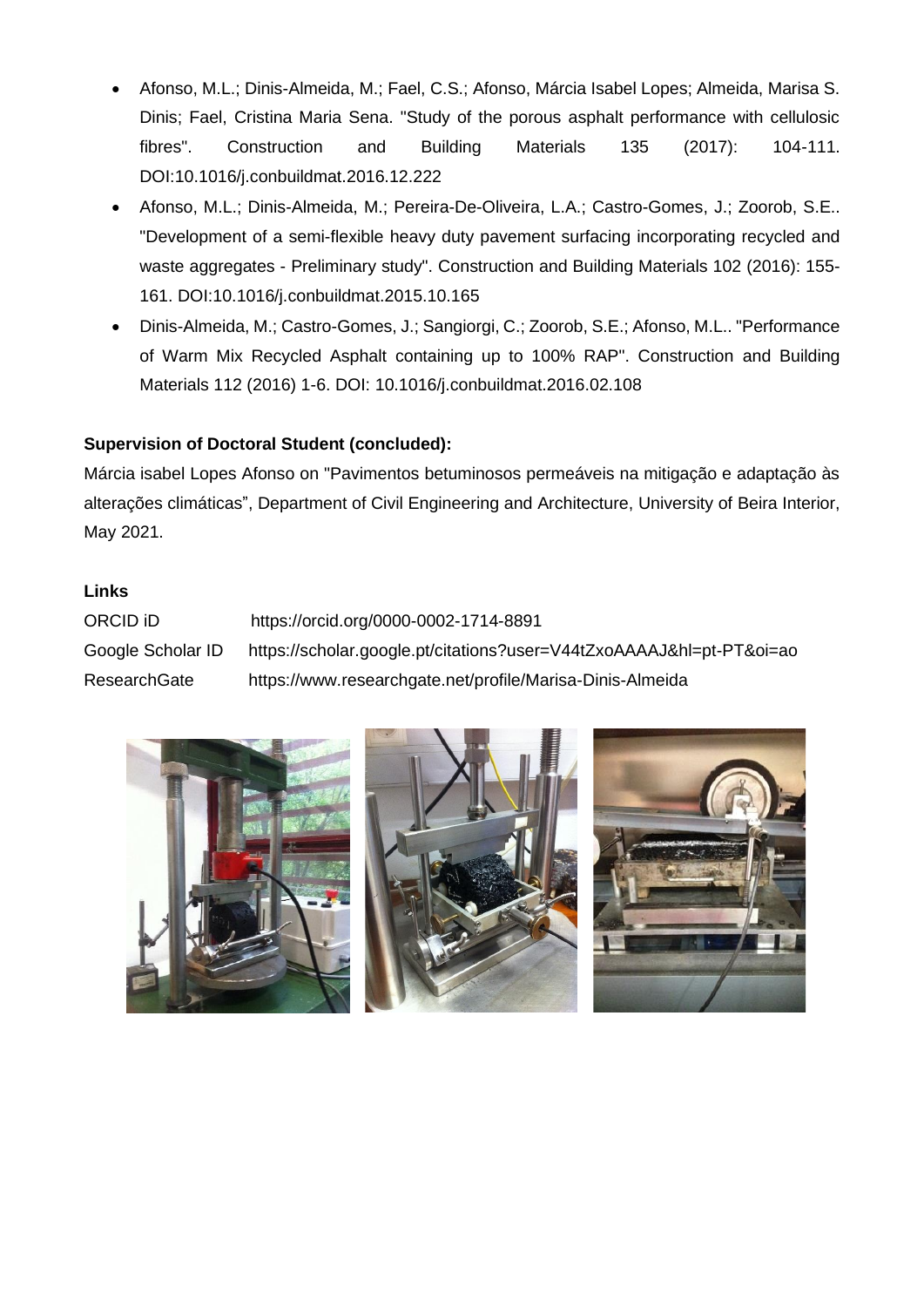- Afonso, M.L.; Dinis-Almeida, M.; Fael, C.S.; Afonso, Márcia Isabel Lopes; Almeida, Marisa S. Dinis; Fael, Cristina Maria Sena. "Study of the porous asphalt performance with cellulosic fibres". Construction and Building Materials 135 (2017): 104-111. DOI:10.1016/j.conbuildmat.2016.12.222
- Afonso, M.L.; Dinis-Almeida, M.; Pereira-De-Oliveira, L.A.; Castro-Gomes, J.; Zoorob, S.E.. "Development of a semi-flexible heavy duty pavement surfacing incorporating recycled and waste aggregates - Preliminary study". Construction and Building Materials 102 (2016): 155-161. DOI:10.1016/j.conbuildmat.2015.10.165
- Dinis-Almeida, M.; Castro-Gomes, J.; Sangiorgi, C.; Zoorob, S.E.; Afonso, M.L.. "Performance of Warm Mix Recycled Asphalt containing up to 100% RAP". Construction and Building Materials 112 (2016) 1-6. DOI: 10.1016/j.conbuildmat.2016.02.108

**Supervision of Doctoral Student (concluded):**

Márcia isabel Lopes Afonso on "Pavimentos betuminosos permeáveis na mitigação e adaptação às alterações climáticas", Department of Civil Engineering and Architecture, University of Beira Interior, May 2021.

**Links**

| | |
|---|---|
| ORCID iD | https://orcid.org/0000-0002-1714-8891 |
| Google Scholar ID | https://scholar.google.pt/citations?user=V44tZxoAAAAJ&hl=pt-PT&oi=ao |
| ResearchGate | https://www.researchgate.net/profile/Marisa-Dinis-Almeida |